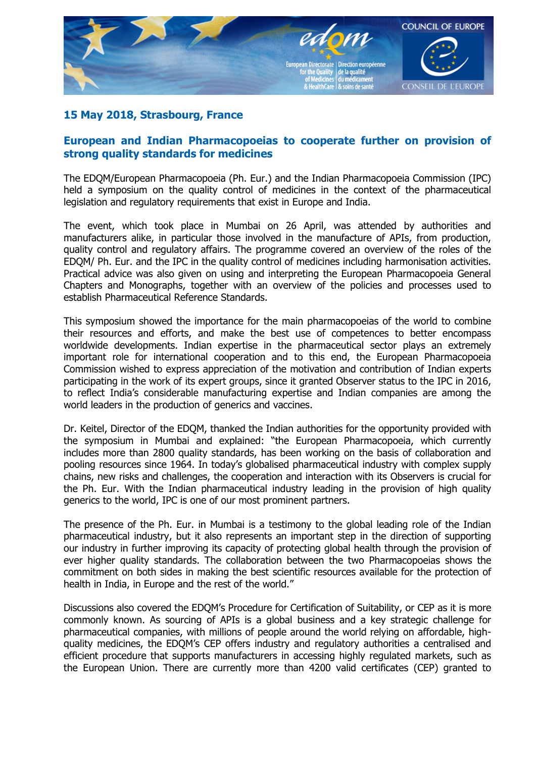**15 May 2018, Strasbourg, France**

## European and Indian Pharmacopoeias to cooperate further on provision of strong quality standards for medicines

The EDQM/European Pharmacopoeia (Ph. Eur.) and the Indian Pharmacopoeia Commission (IPC) held a symposium on the quality control of medicines in the context of the pharmaceutical legislation and regulatory requirements that exist in Europe and India.

The event, which took place in Mumbai on 26 April, was attended by authorities and manufacturers alike, in particular those involved in the manufacture of APIs, from production, quality control and regulatory affairs. The programme covered an overview of the roles of the EDQM/ Ph. Eur. and the IPC in the quality control of medicines including harmonisation activities. Practical advice was also given on using and interpreting the European Pharmacopoeia General Chapters and Monographs, together with an overview of the policies and processes used to establish Pharmaceutical Reference Standards.

This symposium showed the importance for the main pharmacopoeias of the world to combine their resources and efforts, and make the best use of competences to better encompass worldwide developments. Indian expertise in the pharmaceutical sector plays an extremely important role for international cooperation and to this end, the European Pharmacopoeia Commission wished to express appreciation of the motivation and contribution of Indian experts participating in the work of its expert groups, since it granted Observer status to the IPC in 2016, to reflect India's considerable manufacturing expertise and Indian companies are among the world leaders in the production of generics and vaccines.

Dr. Keitel, Director of the EDQM, thanked the Indian authorities for the opportunity provided with the symposium in Mumbai and explained: "the European Pharmacopoeia, which currently includes more than 2800 quality standards, has been working on the basis of collaboration and pooling resources since 1964. In today's globalised pharmaceutical industry with complex supply chains, new risks and challenges, the cooperation and interaction with its Observers is crucial for the Ph. Eur. With the Indian pharmaceutical industry leading in the provision of high quality generics to the world, IPC is one of our most prominent partners.

The presence of the Ph. Eur. in Mumbai is a testimony to the global leading role of the Indian pharmaceutical industry, but it also represents an important step in the direction of supporting our industry in further improving its capacity of protecting global health through the provision of ever higher quality standards. The collaboration between the two Pharmacopoeias shows the commitment on both sides in making the best scientific resources available for the protection of health in India, in Europe and the rest of the world."

Discussions also covered the EDQM's Procedure for Certification of Suitability, or CEP as it is more commonly known. As sourcing of APIs is a global business and a key strategic challenge for pharmaceutical companies, with millions of people around the world relying on affordable, high-quality medicines, the EDQM's CEP offers industry and regulatory authorities a centralised and efficient procedure that supports manufacturers in accessing highly regulated markets, such as the European Union. There are currently more than 4200 valid certificates (CEP) granted to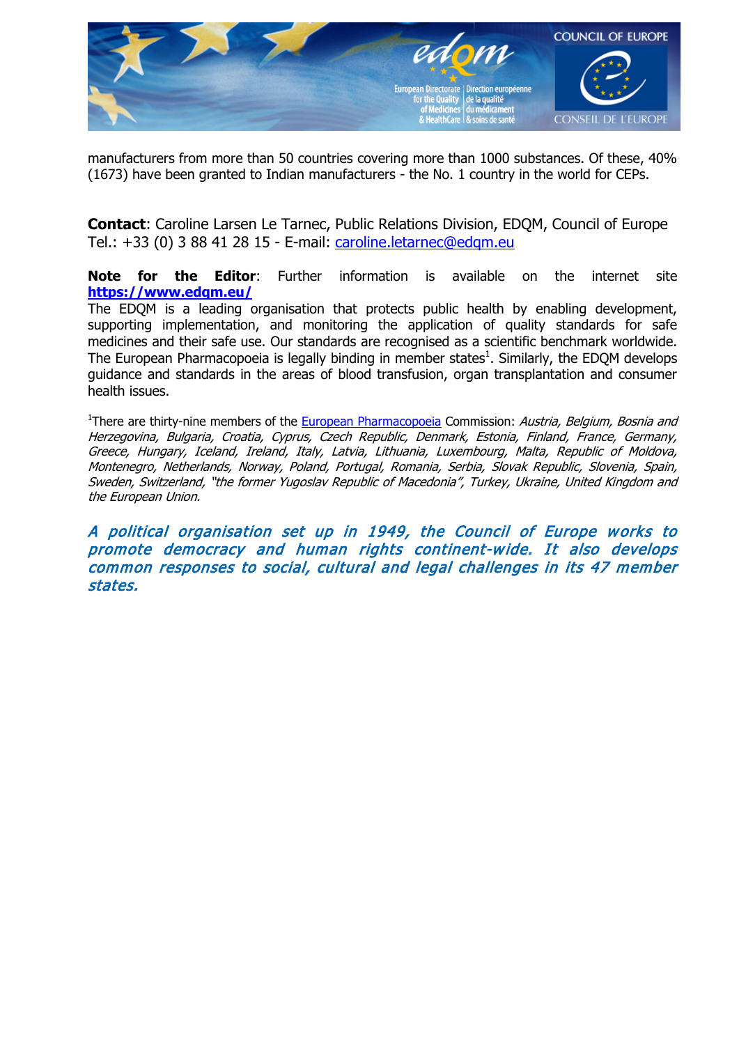manufacturers from more than 50 countries covering more than 1000 substances. Of these, 40% (1673) have been granted to Indian manufacturers - the No. 1 country in the world for CEPs.

**Contact**: Caroline Larsen Le Tarnec, Public Relations Division, EDQM, Council of Europe
Tel.: +33 (0) 3 88 41 28 15 - E-mail: caroline.letarnec@edqm.eu

**Note for the Editor**: Further information is available on the internet site **https://www.edqm.eu/**
The EDQM is a leading organisation that protects public health by enabling development, supporting implementation, and monitoring the application of quality standards for safe medicines and their safe use. Our standards are recognised as a scientific benchmark worldwide. The European Pharmacopoeia is legally binding in member states[1]. Similarly, the EDQM develops guidance and standards in the areas of blood transfusion, organ transplantation and consumer health issues.

[1]There are thirty-nine members of the European Pharmacopoeia Commission: *Austria, Belgium, Bosnia and Herzegovina, Bulgaria, Croatia, Cyprus, Czech Republic, Denmark, Estonia, Finland, France, Germany, Greece, Hungary, Iceland, Ireland, Italy, Latvia, Lithuania, Luxembourg, Malta, Republic of Moldova, Montenegro, Netherlands, Norway, Poland, Portugal, Romania, Serbia, Slovak Republic, Slovenia, Spain, Sweden, Switzerland, "the former Yugoslav Republic of Macedonia", Turkey, Ukraine, United Kingdom and the European Union.*

***A political organisation set up in 1949, the Council of Europe works to promote democracy and human rights continent-wide. It also develops common responses to social, cultural and legal challenges in its 47 member states.***